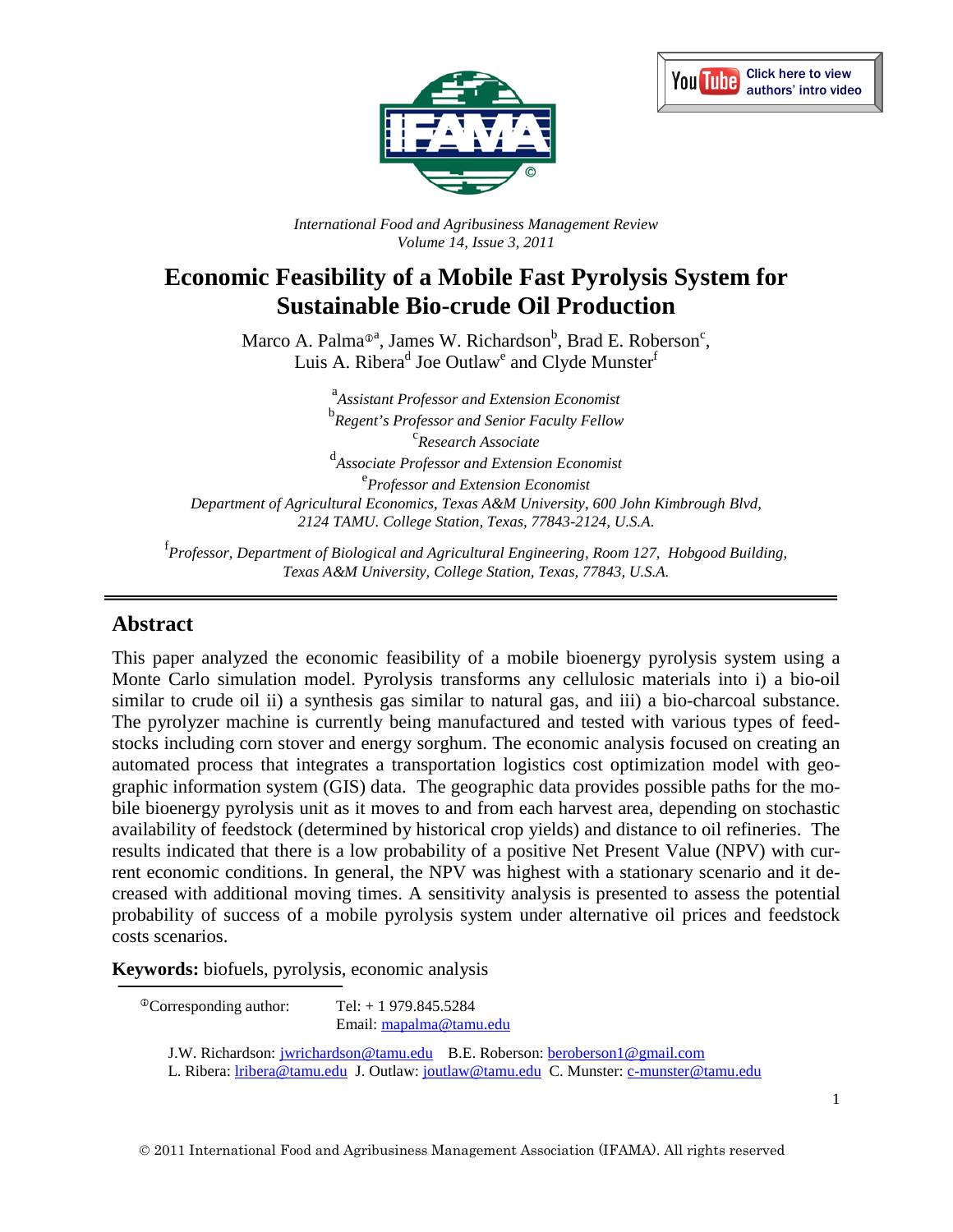*International Food and Agribusiness Management Review*
*Volume 14, Issue 3, 2011*

# Economic Feasibility of a Mobile Fast Pyrolysis System for Sustainable Bio-crude Oil Production

Marco A. Palma[①a], James W. Richardson[b], Brad E. Roberson[c], Luis A. Ribera[d] Joe Outlaw[e] and Clyde Munster[f]

[a] *Assistant Professor and Extension Economist*
[b] *Regent's Professor and Senior Faculty Fellow*
[c] *Research Associate*
[d] *Associate Professor and Extension Economist*
[e] *Professor and Extension Economist*
*Department of Agricultural Economics, Texas A&M University, 600 John Kimbrough Blvd, 2124 TAMU. College Station, Texas, 77843-2124, U.S.A.*

[f] *Professor, Department of Biological and Agricultural Engineering, Room 127, Hobgood Building, Texas A&M University, College Station, Texas, 77843, U.S.A.*

## Abstract

This paper analyzed the economic feasibility of a mobile bioenergy pyrolysis system using a Monte Carlo simulation model. Pyrolysis transforms any cellulosic materials into i) a bio-oil similar to crude oil ii) a synthesis gas similar to natural gas, and iii) a bio-charcoal substance. The pyrolyzer machine is currently being manufactured and tested with various types of feed-stocks including corn stover and energy sorghum. The economic analysis focused on creating an automated process that integrates a transportation logistics cost optimization model with geographic information system (GIS) data. The geographic data provides possible paths for the mobile bioenergy pyrolysis unit as it moves to and from each harvest area, depending on stochastic availability of feedstock (determined by historical crop yields) and distance to oil refineries. The results indicated that there is a low probability of a positive Net Present Value (NPV) with current economic conditions. In general, the NPV was highest with a stationary scenario and it decreased with additional moving times. A sensitivity analysis is presented to assess the potential probability of success of a mobile pyrolysis system under alternative oil prices and feedstock costs scenarios.

**Keywords:** biofuels, pyrolysis, economic analysis

[①] Corresponding author: Tel: + 1 979.845.5284
Email: mapalma@tamu.edu

J.W. Richardson: jwrichardson@tamu.edu B.E. Roberson: beroberson1@gmail.com
L. Ribera: lribera@tamu.edu J. Outlaw: joutlaw@tamu.edu C. Munster: c-munster@tamu.edu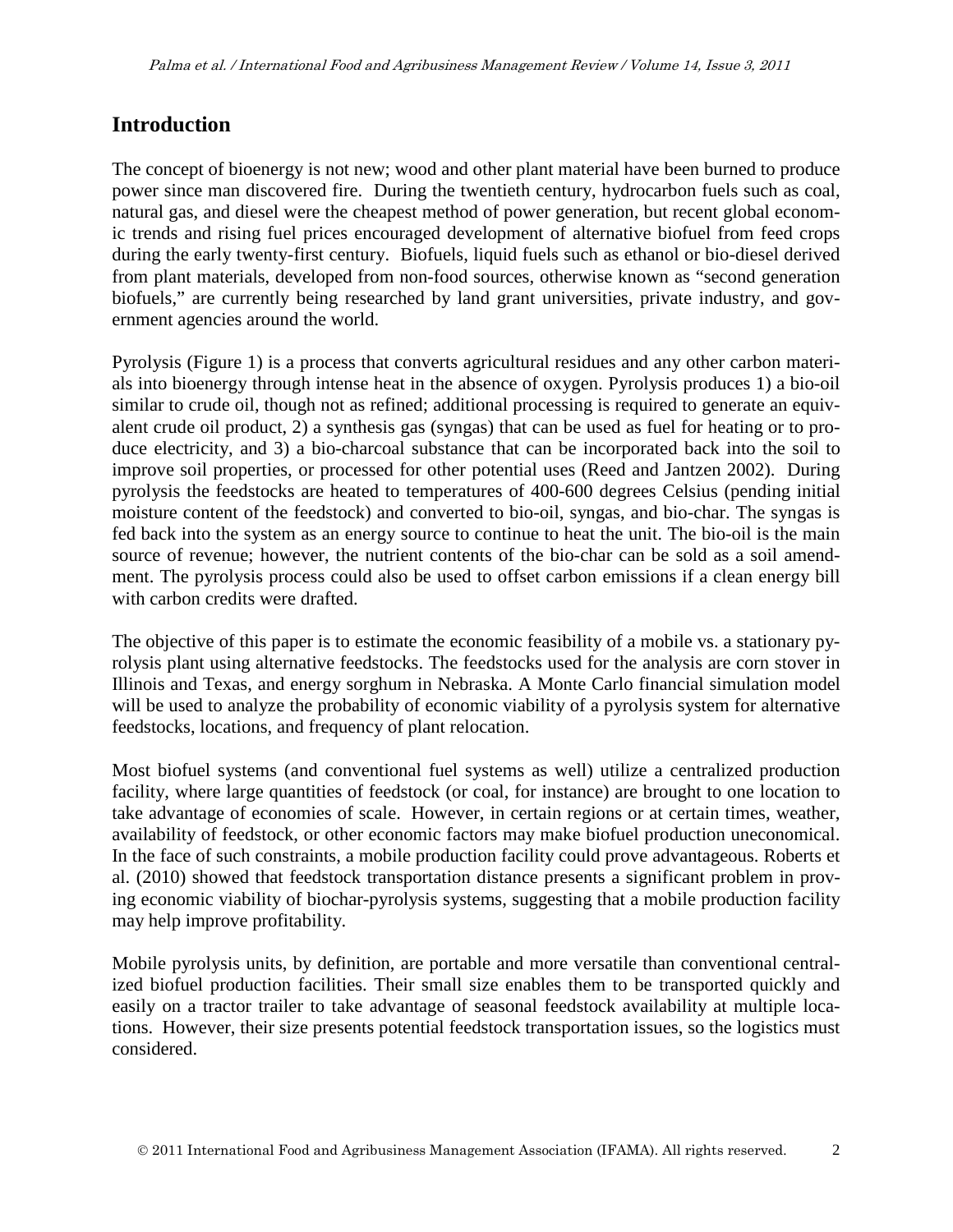## Introduction

The concept of bioenergy is not new; wood and other plant material have been burned to produce power since man discovered fire. During the twentieth century, hydrocarbon fuels such as coal, natural gas, and diesel were the cheapest method of power generation, but recent global economic trends and rising fuel prices encouraged development of alternative biofuel from feed crops during the early twenty-first century. Biofuels, liquid fuels such as ethanol or bio-diesel derived from plant materials, developed from non-food sources, otherwise known as "second generation biofuels," are currently being researched by land grant universities, private industry, and government agencies around the world.

Pyrolysis (Figure 1) is a process that converts agricultural residues and any other carbon materials into bioenergy through intense heat in the absence of oxygen. Pyrolysis produces 1) a bio-oil similar to crude oil, though not as refined; additional processing is required to generate an equivalent crude oil product, 2) a synthesis gas (syngas) that can be used as fuel for heating or to produce electricity, and 3) a bio-charcoal substance that can be incorporated back into the soil to improve soil properties, or processed for other potential uses (Reed and Jantzen 2002). During pyrolysis the feedstocks are heated to temperatures of 400-600 degrees Celsius (pending initial moisture content of the feedstock) and converted to bio-oil, syngas, and bio-char. The syngas is fed back into the system as an energy source to continue to heat the unit. The bio-oil is the main source of revenue; however, the nutrient contents of the bio-char can be sold as a soil amendment. The pyrolysis process could also be used to offset carbon emissions if a clean energy bill with carbon credits were drafted.

The objective of this paper is to estimate the economic feasibility of a mobile vs. a stationary pyrolysis plant using alternative feedstocks. The feedstocks used for the analysis are corn stover in Illinois and Texas, and energy sorghum in Nebraska. A Monte Carlo financial simulation model will be used to analyze the probability of economic viability of a pyrolysis system for alternative feedstocks, locations, and frequency of plant relocation.

Most biofuel systems (and conventional fuel systems as well) utilize a centralized production facility, where large quantities of feedstock (or coal, for instance) are brought to one location to take advantage of economies of scale. However, in certain regions or at certain times, weather, availability of feedstock, or other economic factors may make biofuel production uneconomical. In the face of such constraints, a mobile production facility could prove advantageous. Roberts et al. (2010) showed that feedstock transportation distance presents a significant problem in proving economic viability of biochar-pyrolysis systems, suggesting that a mobile production facility may help improve profitability.

Mobile pyrolysis units, by definition, are portable and more versatile than conventional centralized biofuel production facilities. Their small size enables them to be transported quickly and easily on a tractor trailer to take advantage of seasonal feedstock availability at multiple locations. However, their size presents potential feedstock transportation issues, so the logistics must considered.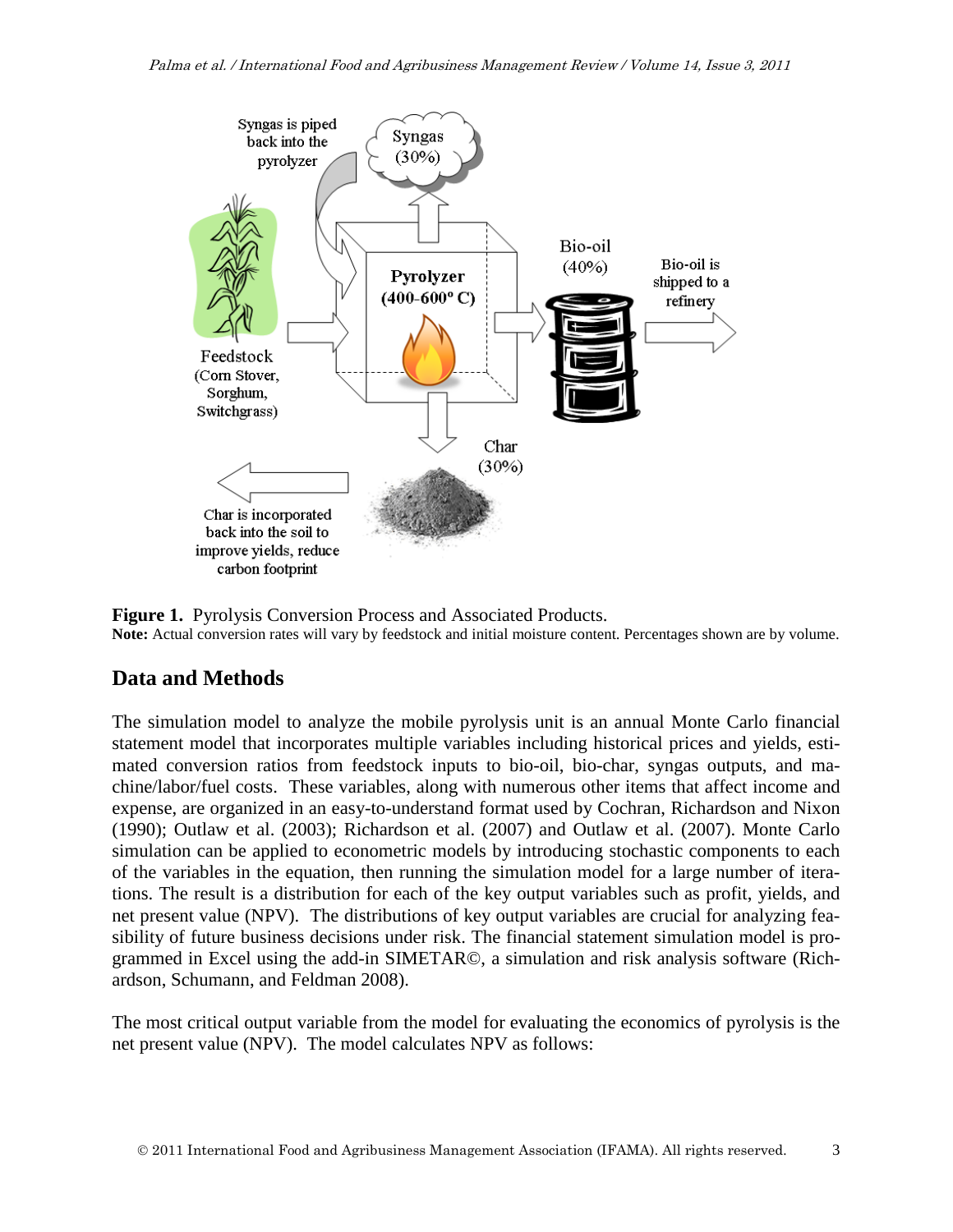**Figure 1.** Pyrolysis Conversion Process and Associated Products.
**Note:** Actual conversion rates will vary by feedstock and initial moisture content. Percentages shown are by volume.

## Data and Methods

The simulation model to analyze the mobile pyrolysis unit is an annual Monte Carlo financial statement model that incorporates multiple variables including historical prices and yields, estimated conversion ratios from feedstock inputs to bio-oil, bio-char, syngas outputs, and machine/labor/fuel costs. These variables, along with numerous other items that affect income and expense, are organized in an easy-to-understand format used by Cochran, Richardson and Nixon (1990); Outlaw et al. (2003); Richardson et al. (2007) and Outlaw et al. (2007). Monte Carlo simulation can be applied to econometric models by introducing stochastic components to each of the variables in the equation, then running the simulation model for a large number of iterations. The result is a distribution for each of the key output variables such as profit, yields, and net present value (NPV). The distributions of key output variables are crucial for analyzing feasibility of future business decisions under risk. The financial statement simulation model is programmed in Excel using the add-in SIMETAR©, a simulation and risk analysis software (Richardson, Schumann, and Feldman 2008).

The most critical output variable from the model for evaluating the economics of pyrolysis is the net present value (NPV). The model calculates NPV as follows: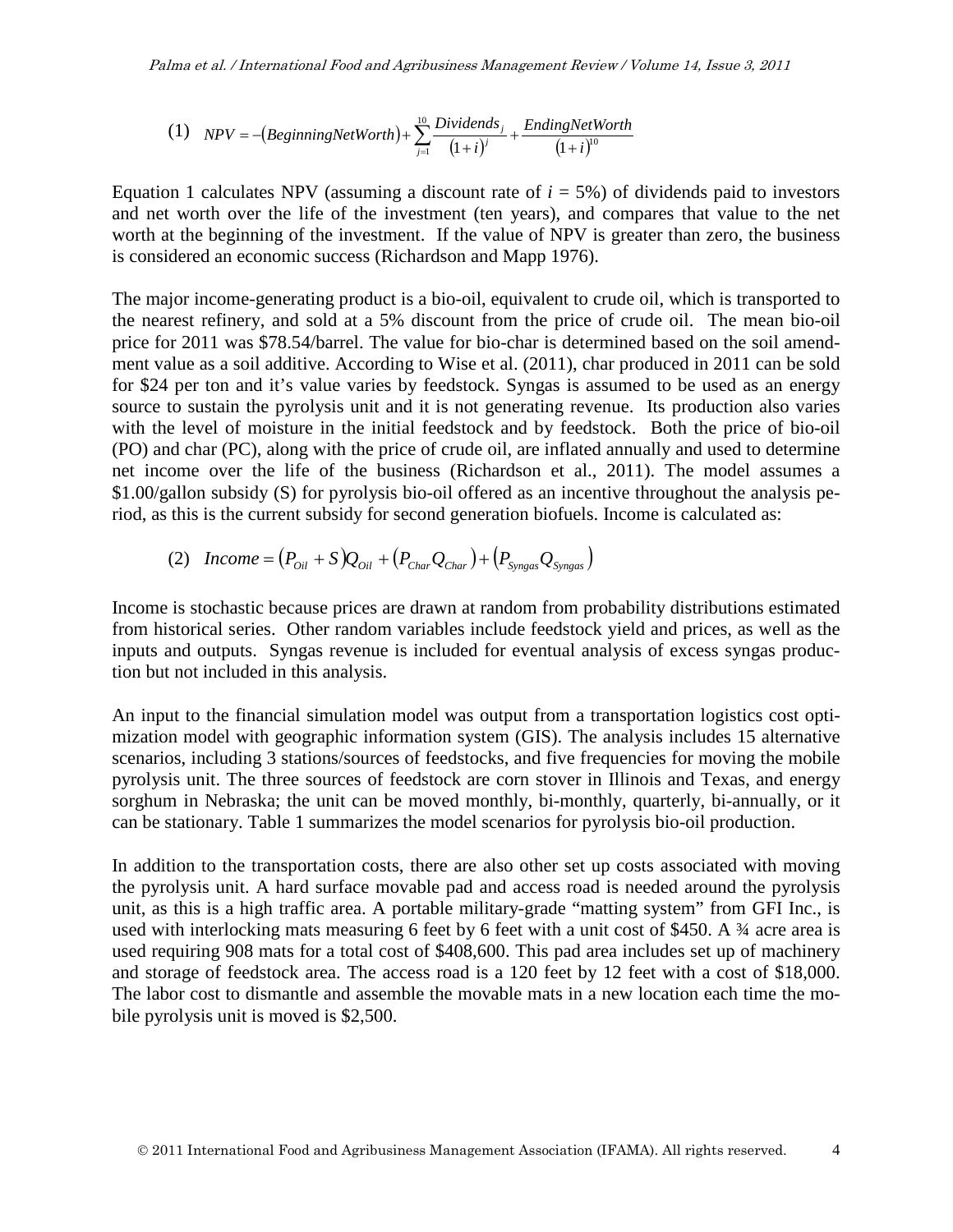$$(1) \quad NPV = -\left(BeginningNetWorth\right) + \sum_{j=1}^{10} \frac{Dividends_j}{\left(1+i\right)^j} + \frac{EndingNetWorth}{\left(1+i\right)^{10}}$$

Equation 1 calculates NPV (assuming a discount rate of $i = 5\%$) of dividends paid to investors and net worth over the life of the investment (ten years), and compares that value to the net worth at the beginning of the investment. If the value of NPV is greater than zero, the business is considered an economic success (Richardson and Mapp 1976).

The major income-generating product is a bio-oil, equivalent to crude oil, which is transported to the nearest refinery, and sold at a 5% discount from the price of crude oil. The mean bio-oil price for 2011 was \$78.54/barrel. The value for bio-char is determined based on the soil amendment value as a soil additive. According to Wise et al. (2011), char produced in 2011 can be sold for \$24 per ton and it's value varies by feedstock. Syngas is assumed to be used as an energy source to sustain the pyrolysis unit and it is not generating revenue. Its production also varies with the level of moisture in the initial feedstock and by feedstock. Both the price of bio-oil (PO) and char (PC), along with the price of crude oil, are inflated annually and used to determine net income over the life of the business (Richardson et al., 2011). The model assumes a \$1.00/gallon subsidy (S) for pyrolysis bio-oil offered as an incentive throughout the analysis period, as this is the current subsidy for second generation biofuels. Income is calculated as:

$$(2) \quad Income = \left(P_{Oil} + S\right)Q_{Oil} + \left(P_{Char}Q_{Char}\right) + \left(P_{Syngas}Q_{Syngas}\right)$$

Income is stochastic because prices are drawn at random from probability distributions estimated from historical series. Other random variables include feedstock yield and prices, as well as the inputs and outputs. Syngas revenue is included for eventual analysis of excess syngas production but not included in this analysis.

An input to the financial simulation model was output from a transportation logistics cost optimization model with geographic information system (GIS). The analysis includes 15 alternative scenarios, including 3 stations/sources of feedstocks, and five frequencies for moving the mobile pyrolysis unit. The three sources of feedstock are corn stover in Illinois and Texas, and energy sorghum in Nebraska; the unit can be moved monthly, bi-monthly, quarterly, bi-annually, or it can be stationary. Table 1 summarizes the model scenarios for pyrolysis bio-oil production.

In addition to the transportation costs, there are also other set up costs associated with moving the pyrolysis unit. A hard surface movable pad and access road is needed around the pyrolysis unit, as this is a high traffic area. A portable military-grade "matting system" from GFI Inc., is used with interlocking mats measuring 6 feet by 6 feet with a unit cost of \$450. A ¾ acre area is used requiring 908 mats for a total cost of \$408,600. This pad area includes set up of machinery and storage of feedstock area. The access road is a 120 feet by 12 feet with a cost of \$18,000. The labor cost to dismantle and assemble the movable mats in a new location each time the mobile pyrolysis unit is moved is \$2,500.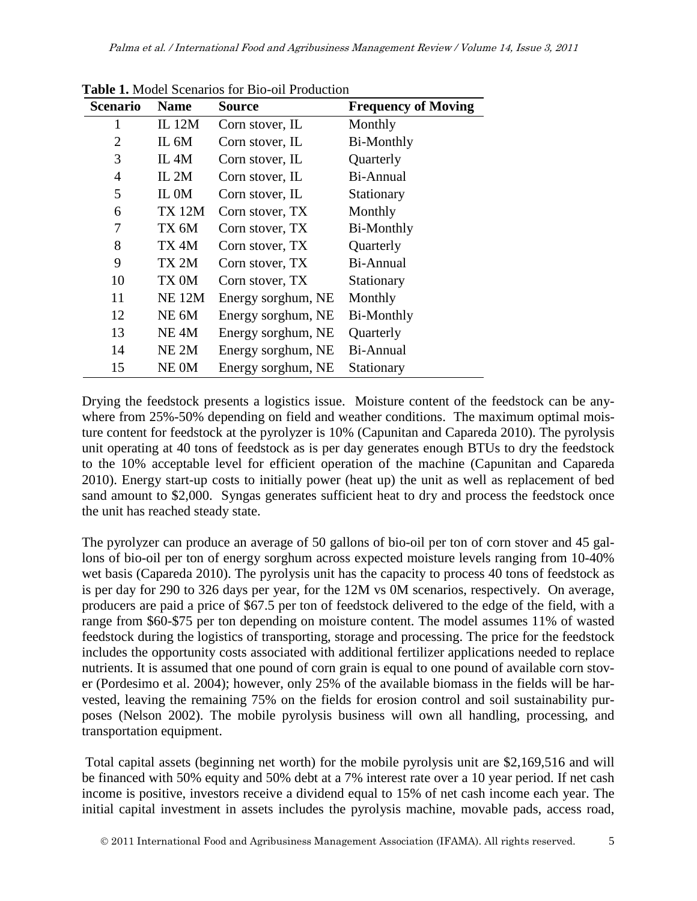**Table 1.** Model Scenarios for Bio-oil Production

| Scenario | Name | Source | Frequency of Moving |
|---|---|---|---|
| 1 | IL 12M | Corn stover, IL | Monthly |
| 2 | IL 6M | Corn stover, IL | Bi-Monthly |
| 3 | IL 4M | Corn stover, IL | Quarterly |
| 4 | IL 2M | Corn stover, IL | Bi-Annual |
| 5 | IL 0M | Corn stover, IL | Stationary |
| 6 | TX 12M | Corn stover, TX | Monthly |
| 7 | TX 6M | Corn stover, TX | Bi-Monthly |
| 8 | TX 4M | Corn stover, TX | Quarterly |
| 9 | TX 2M | Corn stover, TX | Bi-Annual |
| 10 | TX 0M | Corn stover, TX | Stationary |
| 11 | NE 12M | Energy sorghum, NE | Monthly |
| 12 | NE 6M | Energy sorghum, NE | Bi-Monthly |
| 13 | NE 4M | Energy sorghum, NE | Quarterly |
| 14 | NE 2M | Energy sorghum, NE | Bi-Annual |
| 15 | NE 0M | Energy sorghum, NE | Stationary |

Drying the feedstock presents a logistics issue. Moisture content of the feedstock can be anywhere from 25%-50% depending on field and weather conditions. The maximum optimal moisture content for feedstock at the pyrolyzer is 10% (Capunitan and Capareda 2010). The pyrolysis unit operating at 40 tons of feedstock as is per day generates enough BTUs to dry the feedstock to the 10% acceptable level for efficient operation of the machine (Capunitan and Capareda 2010). Energy start-up costs to initially power (heat up) the unit as well as replacement of bed sand amount to $2,000. Syngas generates sufficient heat to dry and process the feedstock once the unit has reached steady state.

The pyrolyzer can produce an average of 50 gallons of bio-oil per ton of corn stover and 45 gallons of bio-oil per ton of energy sorghum across expected moisture levels ranging from 10-40% wet basis (Capareda 2010). The pyrolysis unit has the capacity to process 40 tons of feedstock as is per day for 290 to 326 days per year, for the 12M vs 0M scenarios, respectively. On average, producers are paid a price of $67.5 per ton of feedstock delivered to the edge of the field, with a range from $60-$75 per ton depending on moisture content. The model assumes 11% of wasted feedstock during the logistics of transporting, storage and processing. The price for the feedstock includes the opportunity costs associated with additional fertilizer applications needed to replace nutrients. It is assumed that one pound of corn grain is equal to one pound of available corn stover (Pordesimo et al. 2004); however, only 25% of the available biomass in the fields will be harvested, leaving the remaining 75% on the fields for erosion control and soil sustainability purposes (Nelson 2002). The mobile pyrolysis business will own all handling, processing, and transportation equipment.

Total capital assets (beginning net worth) for the mobile pyrolysis unit are $2,169,516 and will be financed with 50% equity and 50% debt at a 7% interest rate over a 10 year period. If net cash income is positive, investors receive a dividend equal to 15% of net cash income each year. The initial capital investment in assets includes the pyrolysis machine, movable pads, access road,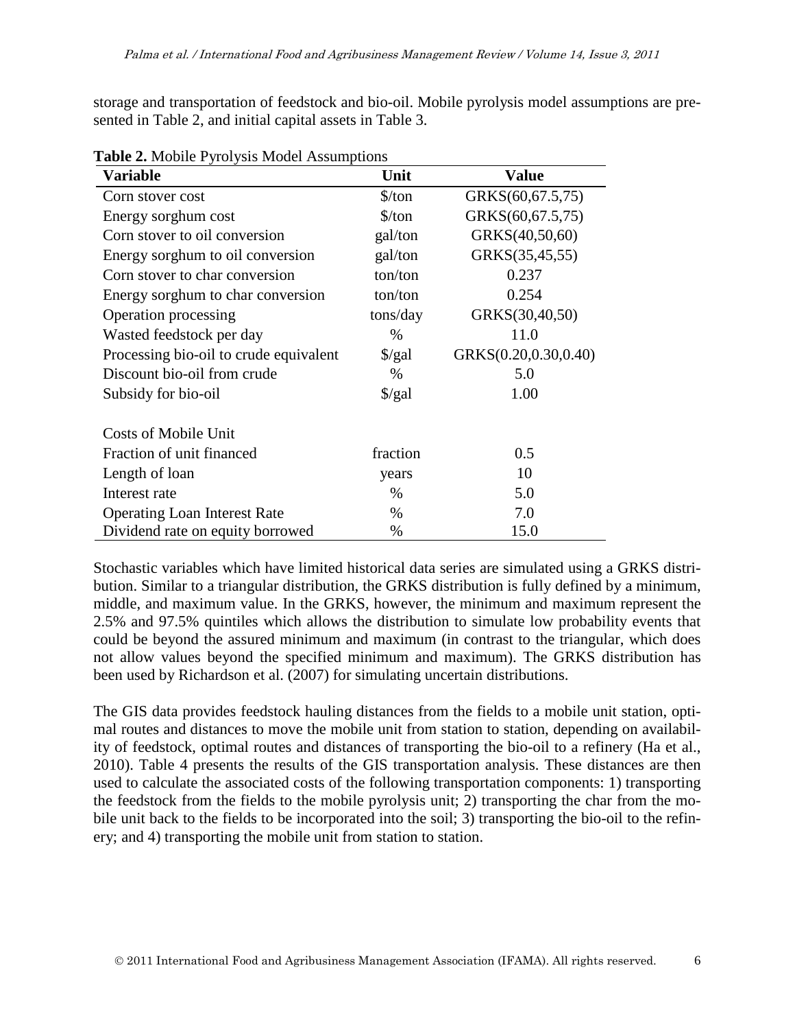storage and transportation of feedstock and bio-oil. Mobile pyrolysis model assumptions are presented in Table 2, and initial capital assets in Table 3.

**Table 2.** Mobile Pyrolysis Model Assumptions

| Variable | Unit | Value |
|---|---|---|
| Corn stover cost | $/ton | GRKS(60,67.5,75) |
| Energy sorghum cost | $/ton | GRKS(60,67.5,75) |
| Corn stover to oil conversion | gal/ton | GRKS(40,50,60) |
| Energy sorghum to oil conversion | gal/ton | GRKS(35,45,55) |
| Corn stover to char conversion | ton/ton | 0.237 |
| Energy sorghum to char conversion | ton/ton | 0.254 |
| Operation processing | tons/day | GRKS(30,40,50) |
| Wasted feedstock per day | % | 11.0 |
| Processing bio-oil to crude equivalent | $/gal | GRKS(0.20,0.30,0.40) |
| Discount bio-oil from crude | % | 5.0 |
| Subsidy for bio-oil | $/gal | 1.00 |
| | | |
| Costs of Mobile Unit | | |
| Fraction of unit financed | fraction | 0.5 |
| Length of loan | years | 10 |
| Interest rate | % | 5.0 |
| Operating Loan Interest Rate | % | 7.0 |
| Dividend rate on equity borrowed | % | 15.0 |

Stochastic variables which have limited historical data series are simulated using a GRKS distribution. Similar to a triangular distribution, the GRKS distribution is fully defined by a minimum, middle, and maximum value. In the GRKS, however, the minimum and maximum represent the 2.5% and 97.5% quintiles which allows the distribution to simulate low probability events that could be beyond the assured minimum and maximum (in contrast to the triangular, which does not allow values beyond the specified minimum and maximum). The GRKS distribution has been used by Richardson et al. (2007) for simulating uncertain distributions.

The GIS data provides feedstock hauling distances from the fields to a mobile unit station, optimal routes and distances to move the mobile unit from station to station, depending on availability of feedstock, optimal routes and distances of transporting the bio-oil to a refinery (Ha et al., 2010). Table 4 presents the results of the GIS transportation analysis. These distances are then used to calculate the associated costs of the following transportation components: 1) transporting the feedstock from the fields to the mobile pyrolysis unit; 2) transporting the char from the mobile unit back to the fields to be incorporated into the soil; 3) transporting the bio-oil to the refinery; and 4) transporting the mobile unit from station to station.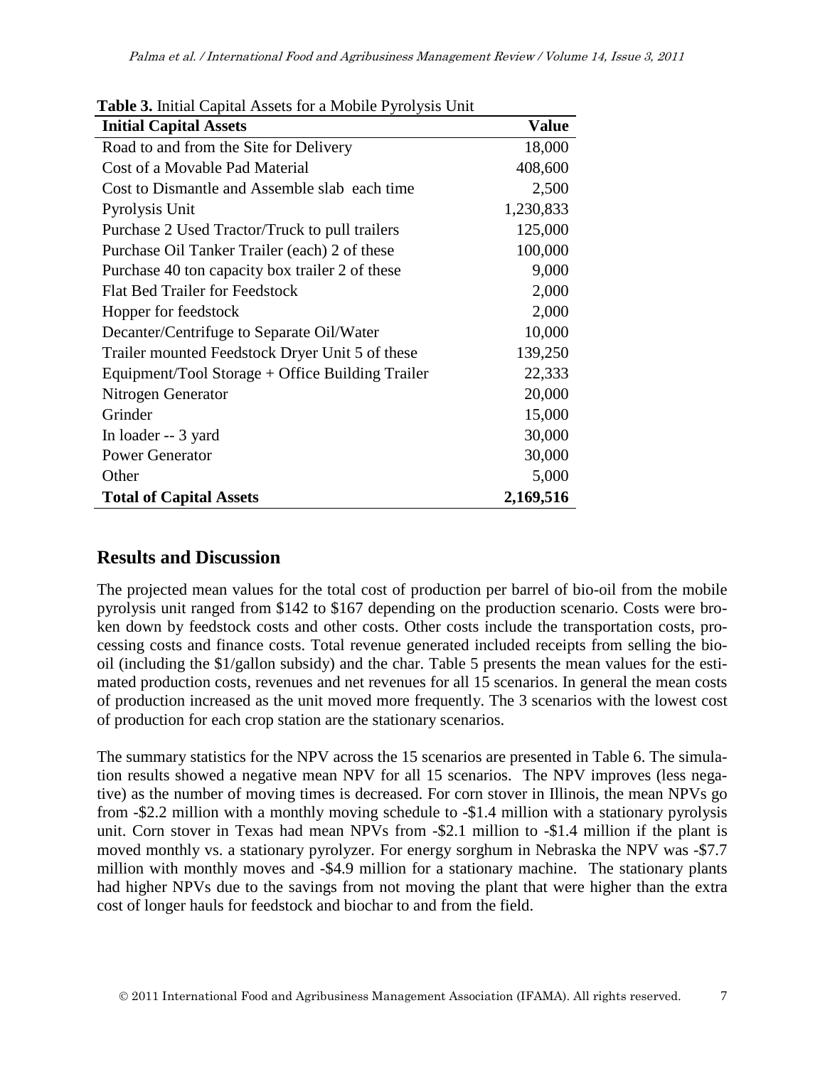**Table 3.** Initial Capital Assets for a Mobile Pyrolysis Unit

| Initial Capital Assets | Value |
|---|---|
| Road to and from the Site for Delivery | 18,000 |
| Cost of a Movable Pad Material | 408,600 |
| Cost to Dismantle and Assemble slab each time | 2,500 |
| Pyrolysis Unit | 1,230,833 |
| Purchase 2 Used Tractor/Truck to pull trailers | 125,000 |
| Purchase Oil Tanker Trailer (each) 2 of these | 100,000 |
| Purchase 40 ton capacity box trailer 2 of these | 9,000 |
| Flat Bed Trailer for Feedstock | 2,000 |
| Hopper for feedstock | 2,000 |
| Decanter/Centrifuge to Separate Oil/Water | 10,000 |
| Trailer mounted Feedstock Dryer Unit 5 of these | 139,250 |
| Equipment/Tool Storage + Office Building Trailer | 22,333 |
| Nitrogen Generator | 20,000 |
| Grinder | 15,000 |
| In loader -- 3 yard | 30,000 |
| Power Generator | 30,000 |
| Other | 5,000 |
| **Total of Capital Assets** | **2,169,516** |

## Results and Discussion

The projected mean values for the total cost of production per barrel of bio-oil from the mobile pyrolysis unit ranged from $142 to $167 depending on the production scenario. Costs were broken down by feedstock costs and other costs. Other costs include the transportation costs, processing costs and finance costs. Total revenue generated included receipts from selling the bio-oil (including the $1/gallon subsidy) and the char. Table 5 presents the mean values for the estimated production costs, revenues and net revenues for all 15 scenarios. In general the mean costs of production increased as the unit moved more frequently. The 3 scenarios with the lowest cost of production for each crop station are the stationary scenarios.

The summary statistics for the NPV across the 15 scenarios are presented in Table 6. The simulation results showed a negative mean NPV for all 15 scenarios. The NPV improves (less negative) as the number of moving times is decreased. For corn stover in Illinois, the mean NPVs go from -$2.2 million with a monthly moving schedule to -$1.4 million with a stationary pyrolysis unit. Corn stover in Texas had mean NPVs from -$2.1 million to -$1.4 million if the plant is moved monthly vs. a stationary pyrolyzer. For energy sorghum in Nebraska the NPV was -$7.7 million with monthly moves and -$4.9 million for a stationary machine. The stationary plants had higher NPVs due to the savings from not moving the plant that were higher than the extra cost of longer hauls for feedstock and biochar to and from the field.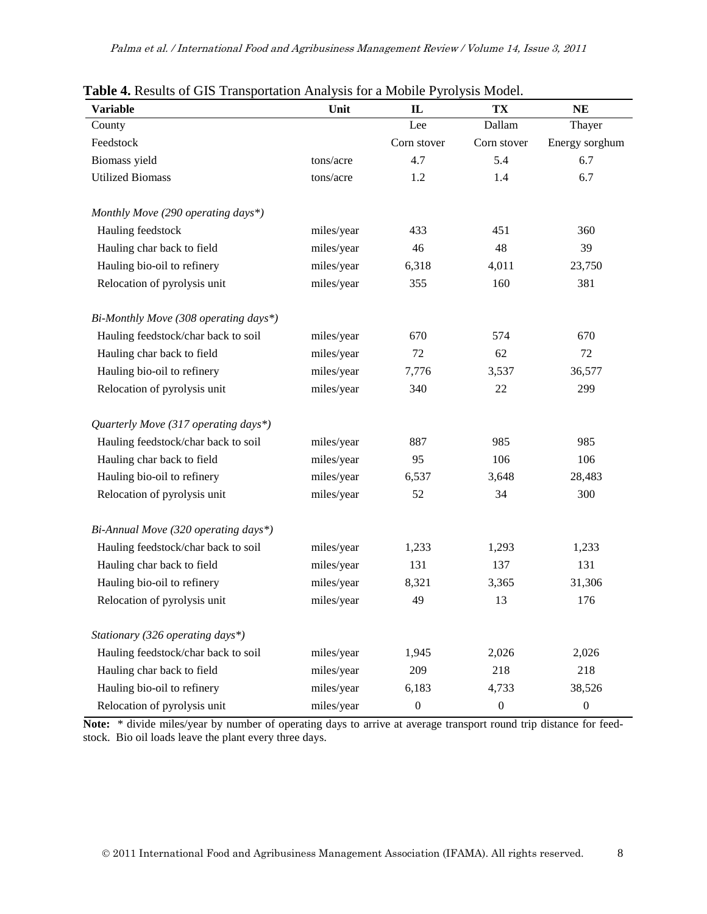**Table 4.** Results of GIS Transportation Analysis for a Mobile Pyrolysis Model.

| Variable | Unit | IL | TX | NE |
|---|---|---|---|---|
| County | | Lee | Dallam | Thayer |
| Feedstock | | Corn stover | Corn stover | Energy sorghum |
| Biomass yield | tons/acre | 4.7 | 5.4 | 6.7 |
| Utilized Biomass | tons/acre | 1.2 | 1.4 | 6.7 |
| *Monthly Move (290 operating days*)* | | | | |
| Hauling feedstock | miles/year | 433 | 451 | 360 |
| Hauling char back to field | miles/year | 46 | 48 | 39 |
| Hauling bio-oil to refinery | miles/year | 6,318 | 4,011 | 23,750 |
| Relocation of pyrolysis unit | miles/year | 355 | 160 | 381 |
| *Bi-Monthly Move (308 operating days*)* | | | | |
| Hauling feedstock/char back to soil | miles/year | 670 | 574 | 670 |
| Hauling char back to field | miles/year | 72 | 62 | 72 |
| Hauling bio-oil to refinery | miles/year | 7,776 | 3,537 | 36,577 |
| Relocation of pyrolysis unit | miles/year | 340 | 22 | 299 |
| *Quarterly Move (317 operating days*)* | | | | |
| Hauling feedstock/char back to soil | miles/year | 887 | 985 | 985 |
| Hauling char back to field | miles/year | 95 | 106 | 106 |
| Hauling bio-oil to refinery | miles/year | 6,537 | 3,648 | 28,483 |
| Relocation of pyrolysis unit | miles/year | 52 | 34 | 300 |
| *Bi-Annual Move (320 operating days*)* | | | | |
| Hauling feedstock/char back to soil | miles/year | 1,233 | 1,293 | 1,233 |
| Hauling char back to field | miles/year | 131 | 137 | 131 |
| Hauling bio-oil to refinery | miles/year | 8,321 | 3,365 | 31,306 |
| Relocation of pyrolysis unit | miles/year | 49 | 13 | 176 |
| *Stationary (326 operating days*)* | | | | |
| Hauling feedstock/char back to soil | miles/year | 1,945 | 2,026 | 2,026 |
| Hauling char back to field | miles/year | 209 | 218 | 218 |
| Hauling bio-oil to refinery | miles/year | 6,183 | 4,733 | 38,526 |
| Relocation of pyrolysis unit | miles/year | 0 | 0 | 0 |

**Note:** * divide miles/year by number of operating days to arrive at average transport round trip distance for feedstock. Bio oil loads leave the plant every three days.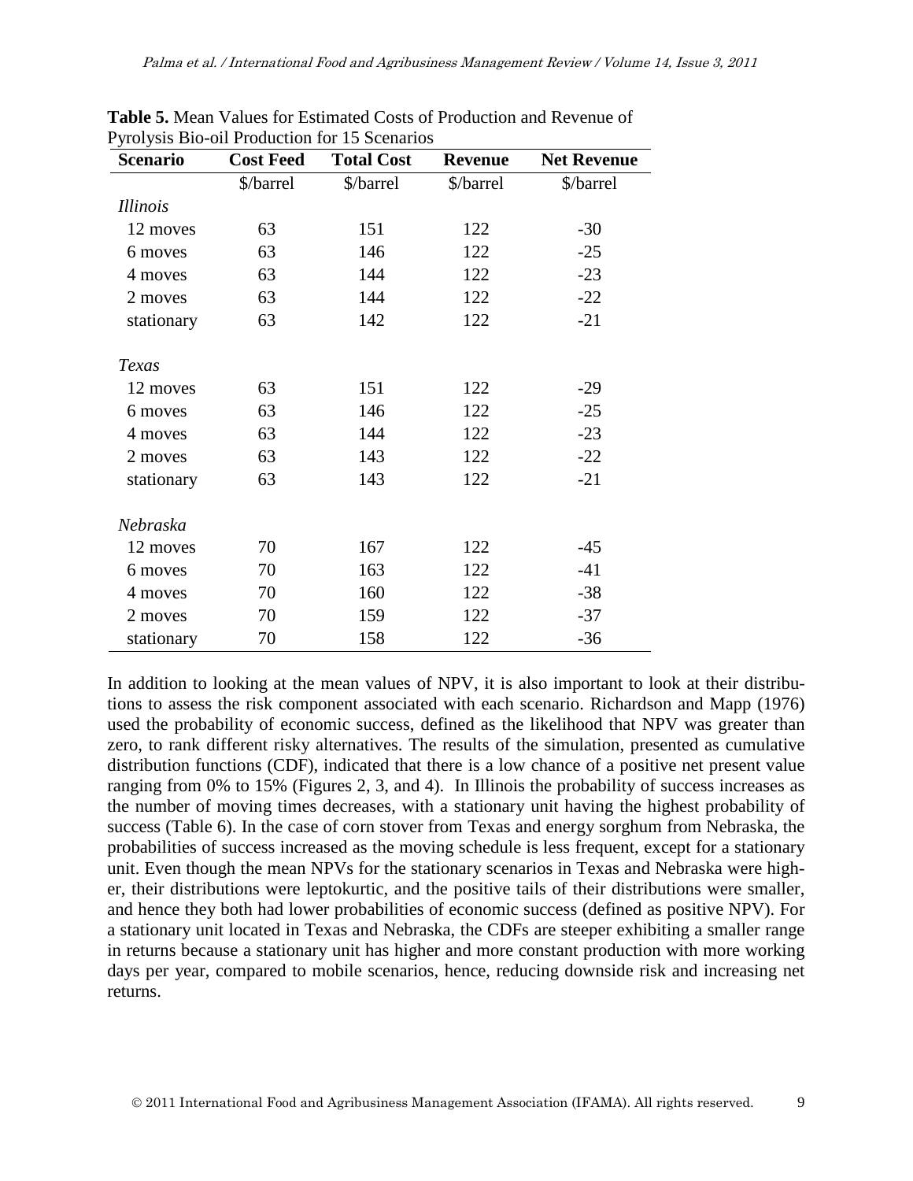**Table 5.** Mean Values for Estimated Costs of Production and Revenue of Pyrolysis Bio-oil Production for 15 Scenarios

| Scenario | Cost Feed | Total Cost | Revenue | Net Revenue |
|---|---|---|---|---|
| | $/barrel | $/barrel | $/barrel | $/barrel |
| *Illinois* | | | | |
| 12 moves | 63 | 151 | 122 | -30 |
| 6 moves | 63 | 146 | 122 | -25 |
| 4 moves | 63 | 144 | 122 | -23 |
| 2 moves | 63 | 144 | 122 | -22 |
| stationary | 63 | 142 | 122 | -21 |
| *Texas* | | | | |
| 12 moves | 63 | 151 | 122 | -29 |
| 6 moves | 63 | 146 | 122 | -25 |
| 4 moves | 63 | 144 | 122 | -23 |
| 2 moves | 63 | 143 | 122 | -22 |
| stationary | 63 | 143 | 122 | -21 |
| *Nebraska* | | | | |
| 12 moves | 70 | 167 | 122 | -45 |
| 6 moves | 70 | 163 | 122 | -41 |
| 4 moves | 70 | 160 | 122 | -38 |
| 2 moves | 70 | 159 | 122 | -37 |
| stationary | 70 | 158 | 122 | -36 |

In addition to looking at the mean values of NPV, it is also important to look at their distributions to assess the risk component associated with each scenario. Richardson and Mapp (1976) used the probability of economic success, defined as the likelihood that NPV was greater than zero, to rank different risky alternatives. The results of the simulation, presented as cumulative distribution functions (CDF), indicated that there is a low chance of a positive net present value ranging from 0% to 15% (Figures 2, 3, and 4). In Illinois the probability of success increases as the number of moving times decreases, with a stationary unit having the highest probability of success (Table 6). In the case of corn stover from Texas and energy sorghum from Nebraska, the probabilities of success increased as the moving schedule is less frequent, except for a stationary unit. Even though the mean NPVs for the stationary scenarios in Texas and Nebraska were higher, their distributions were leptokurtic, and the positive tails of their distributions were smaller, and hence they both had lower probabilities of economic success (defined as positive NPV). For a stationary unit located in Texas and Nebraska, the CDFs are steeper exhibiting a smaller range in returns because a stationary unit has higher and more constant production with more working days per year, compared to mobile scenarios, hence, reducing downside risk and increasing net returns.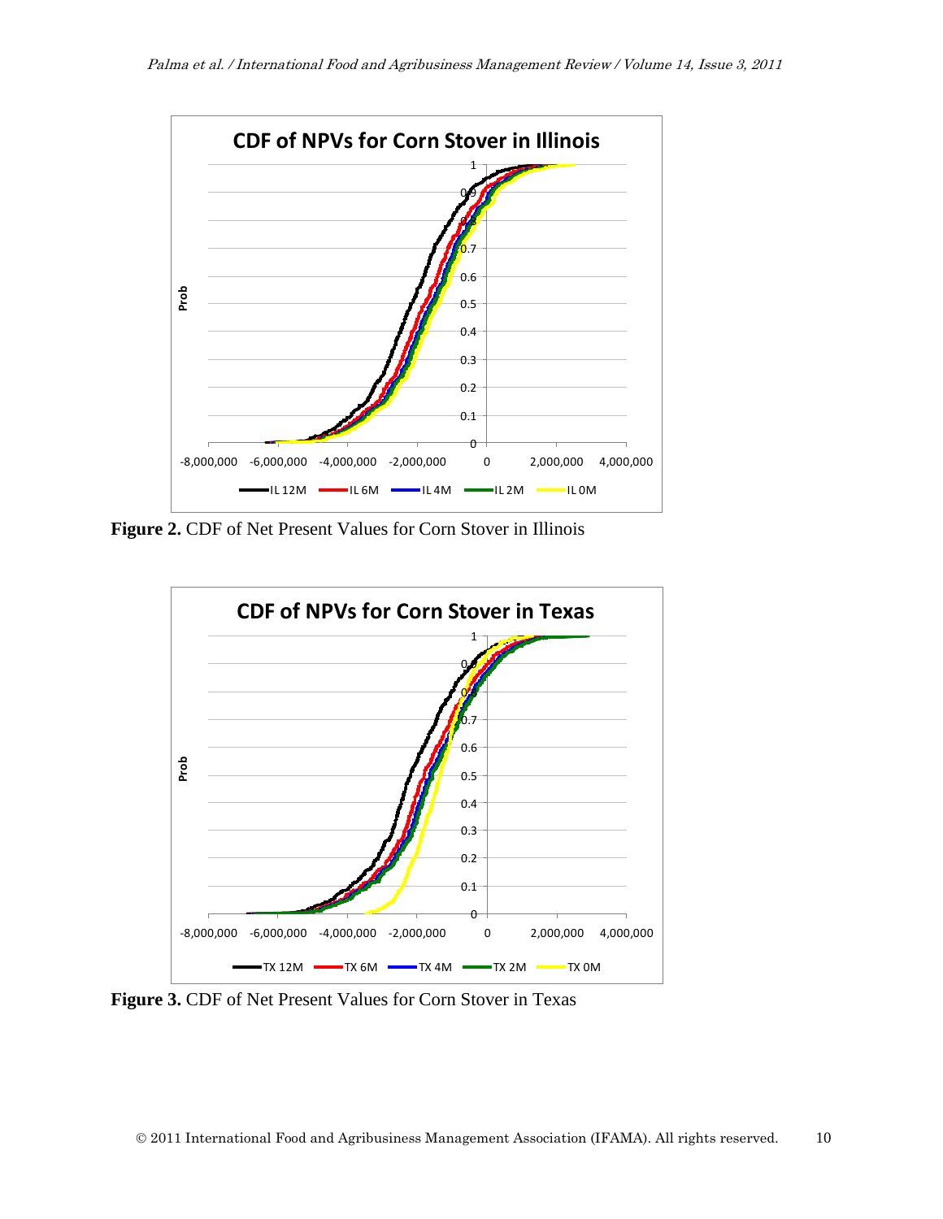**Figure 2.** CDF of Net Present Values for Corn Stover in Illinois

**Figure 3.** CDF of Net Present Values for Corn Stover in Texas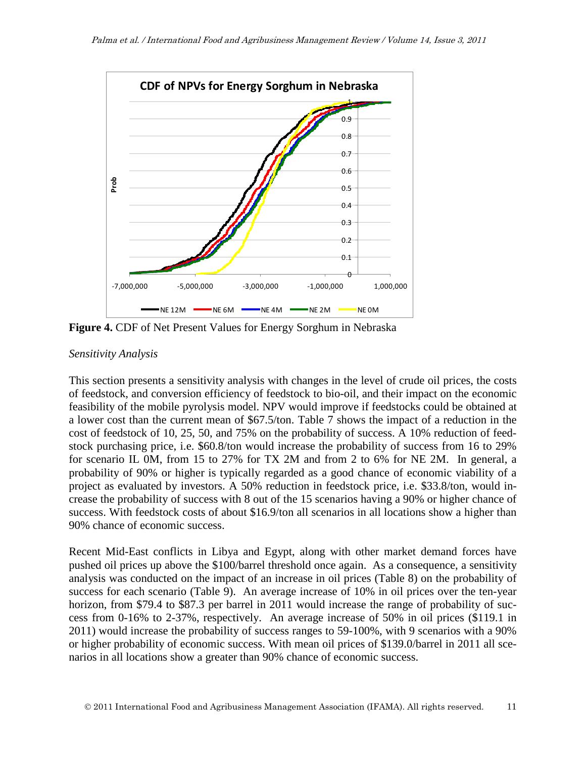**Figure 4.** CDF of Net Present Values for Energy Sorghum in Nebraska

*Sensitivity Analysis*

This section presents a sensitivity analysis with changes in the level of crude oil prices, the costs of feedstock, and conversion efficiency of feedstock to bio-oil, and their impact on the economic feasibility of the mobile pyrolysis model. NPV would improve if feedstocks could be obtained at a lower cost than the current mean of $67.5/ton. Table 7 shows the impact of a reduction in the cost of feedstock of 10, 25, 50, and 75% on the probability of success. A 10% reduction of feedstock purchasing price, i.e. $60.8/ton would increase the probability of success from 16 to 29% for scenario IL 0M, from 15 to 27% for TX 2M and from 2 to 6% for NE 2M. In general, a probability of 90% or higher is typically regarded as a good chance of economic viability of a project as evaluated by investors. A 50% reduction in feedstock price, i.e. $33.8/ton, would increase the probability of success with 8 out of the 15 scenarios having a 90% or higher chance of success. With feedstock costs of about $16.9/ton all scenarios in all locations show a higher than 90% chance of economic success.

Recent Mid-East conflicts in Libya and Egypt, along with other market demand forces have pushed oil prices up above the $100/barrel threshold once again. As a consequence, a sensitivity analysis was conducted on the impact of an increase in oil prices (Table 8) on the probability of success for each scenario (Table 9). An average increase of 10% in oil prices over the ten-year horizon, from $79.4 to $87.3 per barrel in 2011 would increase the range of probability of success from 0-16% to 2-37%, respectively. An average increase of 50% in oil prices ($119.1 in 2011) would increase the probability of success ranges to 59-100%, with 9 scenarios with a 90% or higher probability of economic success. With mean oil prices of $139.0/barrel in 2011 all scenarios in all locations show a greater than 90% chance of economic success.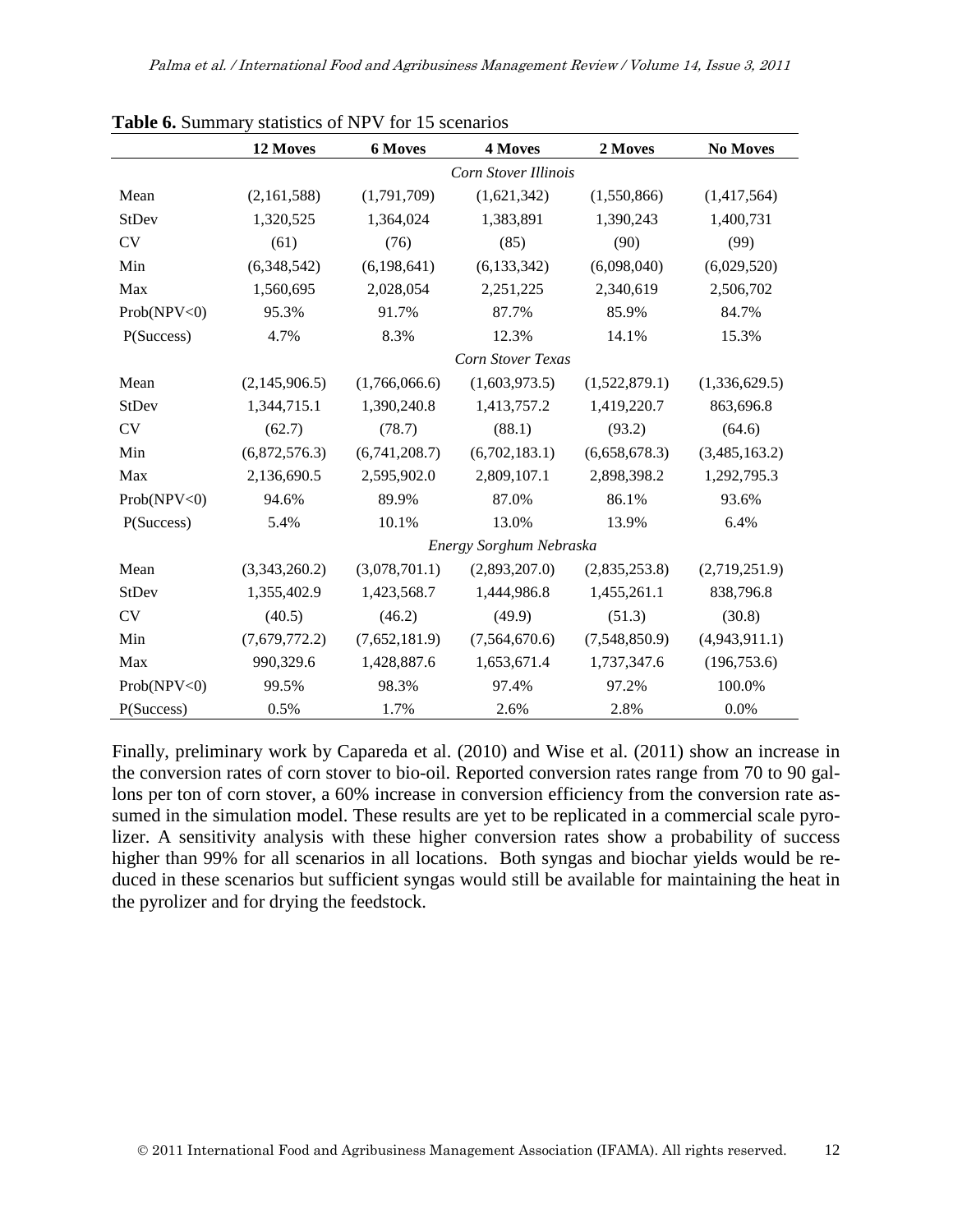**Table 6.** Summary statistics of NPV for 15 scenarios

| | 12 Moves | 6 Moves | 4 Moves | 2 Moves | No Moves |
|---|---|---|---|---|---|
| | | | *Corn Stover Illinois* | | |
| Mean | (2,161,588) | (1,791,709) | (1,621,342) | (1,550,866) | (1,417,564) |
| StDev | 1,320,525 | 1,364,024 | 1,383,891 | 1,390,243 | 1,400,731 |
| CV | (61) | (76) | (85) | (90) | (99) |
| Min | (6,348,542) | (6,198,641) | (6,133,342) | (6,098,040) | (6,029,520) |
| Max | 1,560,695 | 2,028,054 | 2,251,225 | 2,340,619 | 2,506,702 |
| Prob(NPV<0) | 95.3% | 91.7% | 87.7% | 85.9% | 84.7% |
| P(Success) | 4.7% | 8.3% | 12.3% | 14.1% | 15.3% |
| | | | *Corn Stover Texas* | | |
| Mean | (2,145,906.5) | (1,766,066.6) | (1,603,973.5) | (1,522,879.1) | (1,336,629.5) |
| StDev | 1,344,715.1 | 1,390,240.8 | 1,413,757.2 | 1,419,220.7 | 863,696.8 |
| CV | (62.7) | (78.7) | (88.1) | (93.2) | (64.6) |
| Min | (6,872,576.3) | (6,741,208.7) | (6,702,183.1) | (6,658,678.3) | (3,485,163.2) |
| Max | 2,136,690.5 | 2,595,902.0 | 2,809,107.1 | 2,898,398.2 | 1,292,795.3 |
| Prob(NPV<0) | 94.6% | 89.9% | 87.0% | 86.1% | 93.6% |
| P(Success) | 5.4% | 10.1% | 13.0% | 13.9% | 6.4% |
| | | | *Energy Sorghum Nebraska* | | |
| Mean | (3,343,260.2) | (3,078,701.1) | (2,893,207.0) | (2,835,253.8) | (2,719,251.9) |
| StDev | 1,355,402.9 | 1,423,568.7 | 1,444,986.8 | 1,455,261.1 | 838,796.8 |
| CV | (40.5) | (46.2) | (49.9) | (51.3) | (30.8) |
| Min | (7,679,772.2) | (7,652,181.9) | (7,564,670.6) | (7,548,850.9) | (4,943,911.1) |
| Max | 990,329.6 | 1,428,887.6 | 1,653,671.4 | 1,737,347.6 | (196,753.6) |
| Prob(NPV<0) | 99.5% | 98.3% | 97.4% | 97.2% | 100.0% |
| P(Success) | 0.5% | 1.7% | 2.6% | 2.8% | 0.0% |

Finally, preliminary work by Capareda et al. (2010) and Wise et al. (2011) show an increase in the conversion rates of corn stover to bio-oil. Reported conversion rates range from 70 to 90 gallons per ton of corn stover, a 60% increase in conversion efficiency from the conversion rate assumed in the simulation model. These results are yet to be replicated in a commercial scale pyrolizer. A sensitivity analysis with these higher conversion rates show a probability of success higher than 99% for all scenarios in all locations. Both syngas and biochar yields would be reduced in these scenarios but sufficient syngas would still be available for maintaining the heat in the pyrolizer and for drying the feedstock.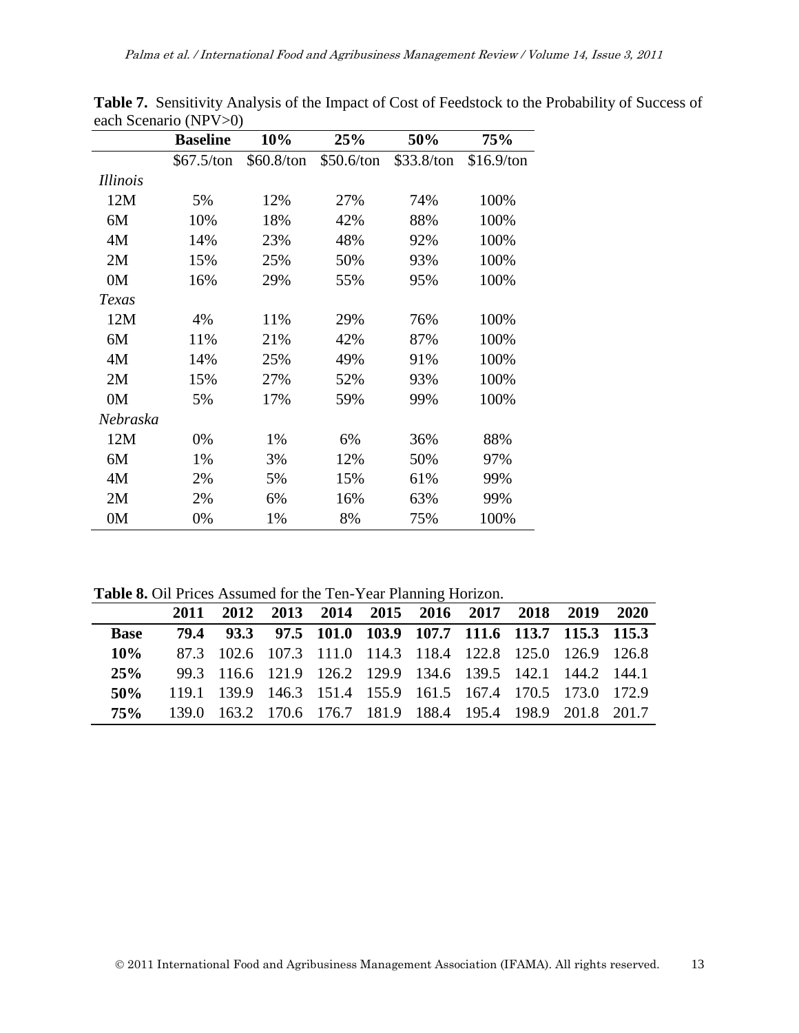**Table 7.** Sensitivity Analysis of the Impact of Cost of Feedstock to the Probability of Success of each Scenario (NPV>0)

| | Baseline | 10% | 25% | 50% | 75% |
|---|---|---|---|---|---|
| | $67.5/ton | $60.8/ton | $50.6/ton | $33.8/ton | $16.9/ton |
| *Illinois* | | | | | |
| 12M | 5% | 12% | 27% | 74% | 100% |
| 6M | 10% | 18% | 42% | 88% | 100% |
| 4M | 14% | 23% | 48% | 92% | 100% |
| 2M | 15% | 25% | 50% | 93% | 100% |
| 0M | 16% | 29% | 55% | 95% | 100% |
| *Texas* | | | | | |
| 12M | 4% | 11% | 29% | 76% | 100% |
| 6M | 11% | 21% | 42% | 87% | 100% |
| 4M | 14% | 25% | 49% | 91% | 100% |
| 2M | 15% | 27% | 52% | 93% | 100% |
| 0M | 5% | 17% | 59% | 99% | 100% |
| *Nebraska* | | | | | |
| 12M | 0% | 1% | 6% | 36% | 88% |
| 6M | 1% | 3% | 12% | 50% | 97% |
| 4M | 2% | 5% | 15% | 61% | 99% |
| 2M | 2% | 6% | 16% | 63% | 99% |
| 0M | 0% | 1% | 8% | 75% | 100% |

**Table 8.** Oil Prices Assumed for the Ten-Year Planning Horizon.

| | 2011 | 2012 | 2013 | 2014 | 2015 | 2016 | 2017 | 2018 | 2019 | 2020 |
|---|---|---|---|---|---|---|---|---|---|---|
| **Base** | **79.4** | **93.3** | **97.5** | **101.0** | **103.9** | **107.7** | **111.6** | **113.7** | **115.3** | **115.3** |
| **10%** | 87.3 | 102.6 | 107.3 | 111.0 | 114.3 | 118.4 | 122.8 | 125.0 | 126.9 | 126.8 |
| **25%** | 99.3 | 116.6 | 121.9 | 126.2 | 129.9 | 134.6 | 139.5 | 142.1 | 144.2 | 144.1 |
| **50%** | 119.1 | 139.9 | 146.3 | 151.4 | 155.9 | 161.5 | 167.4 | 170.5 | 173.0 | 172.9 |
| **75%** | 139.0 | 163.2 | 170.6 | 176.7 | 181.9 | 188.4 | 195.4 | 198.9 | 201.8 | 201.7 |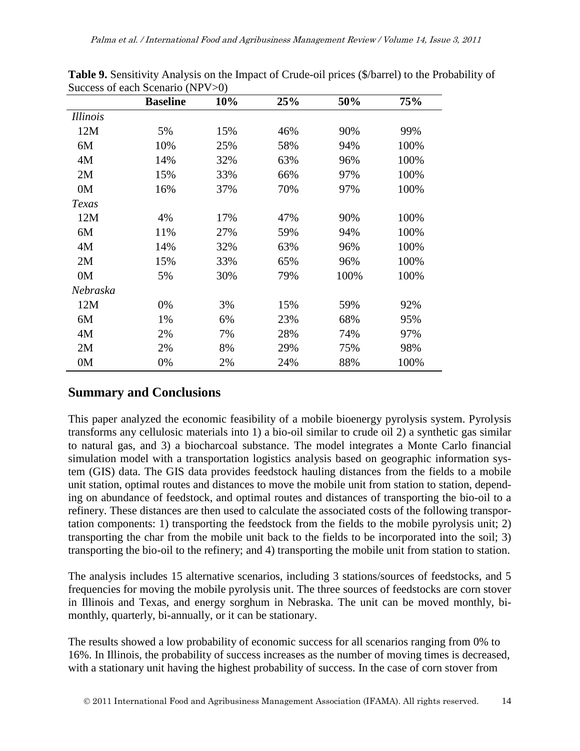**Table 9.** Sensitivity Analysis on the Impact of Crude-oil prices (\$/barrel) to the Probability of Success of each Scenario (NPV>0)

| | Baseline | 10% | 25% | 50% | 75% |
|---|---|---|---|---|---|
| *Illinois* | | | | | |
| 12M | 5% | 15% | 46% | 90% | 99% |
| 6M | 10% | 25% | 58% | 94% | 100% |
| 4M | 14% | 32% | 63% | 96% | 100% |
| 2M | 15% | 33% | 66% | 97% | 100% |
| 0M | 16% | 37% | 70% | 97% | 100% |
| *Texas* | | | | | |
| 12M | 4% | 17% | 47% | 90% | 100% |
| 6M | 11% | 27% | 59% | 94% | 100% |
| 4M | 14% | 32% | 63% | 96% | 100% |
| 2M | 15% | 33% | 65% | 96% | 100% |
| 0M | 5% | 30% | 79% | 100% | 100% |
| *Nebraska* | | | | | |
| 12M | 0% | 3% | 15% | 59% | 92% |
| 6M | 1% | 6% | 23% | 68% | 95% |
| 4M | 2% | 7% | 28% | 74% | 97% |
| 2M | 2% | 8% | 29% | 75% | 98% |
| 0M | 0% | 2% | 24% | 88% | 100% |

## Summary and Conclusions

This paper analyzed the economic feasibility of a mobile bioenergy pyrolysis system. Pyrolysis transforms any cellulosic materials into 1) a bio-oil similar to crude oil 2) a synthetic gas similar to natural gas, and 3) a biocharcoal substance. The model integrates a Monte Carlo financial simulation model with a transportation logistics analysis based on geographic information system (GIS) data. The GIS data provides feedstock hauling distances from the fields to a mobile unit station, optimal routes and distances to move the mobile unit from station to station, depending on abundance of feedstock, and optimal routes and distances of transporting the bio-oil to a refinery. These distances are then used to calculate the associated costs of the following transportation components: 1) transporting the feedstock from the fields to the mobile pyrolysis unit; 2) transporting the char from the mobile unit back to the fields to be incorporated into the soil; 3) transporting the bio-oil to the refinery; and 4) transporting the mobile unit from station to station.

The analysis includes 15 alternative scenarios, including 3 stations/sources of feedstocks, and 5 frequencies for moving the mobile pyrolysis unit. The three sources of feedstocks are corn stover in Illinois and Texas, and energy sorghum in Nebraska. The unit can be moved monthly, bi-monthly, quarterly, bi-annually, or it can be stationary.

The results showed a low probability of economic success for all scenarios ranging from 0% to 16%. In Illinois, the probability of success increases as the number of moving times is decreased, with a stationary unit having the highest probability of success. In the case of corn stover from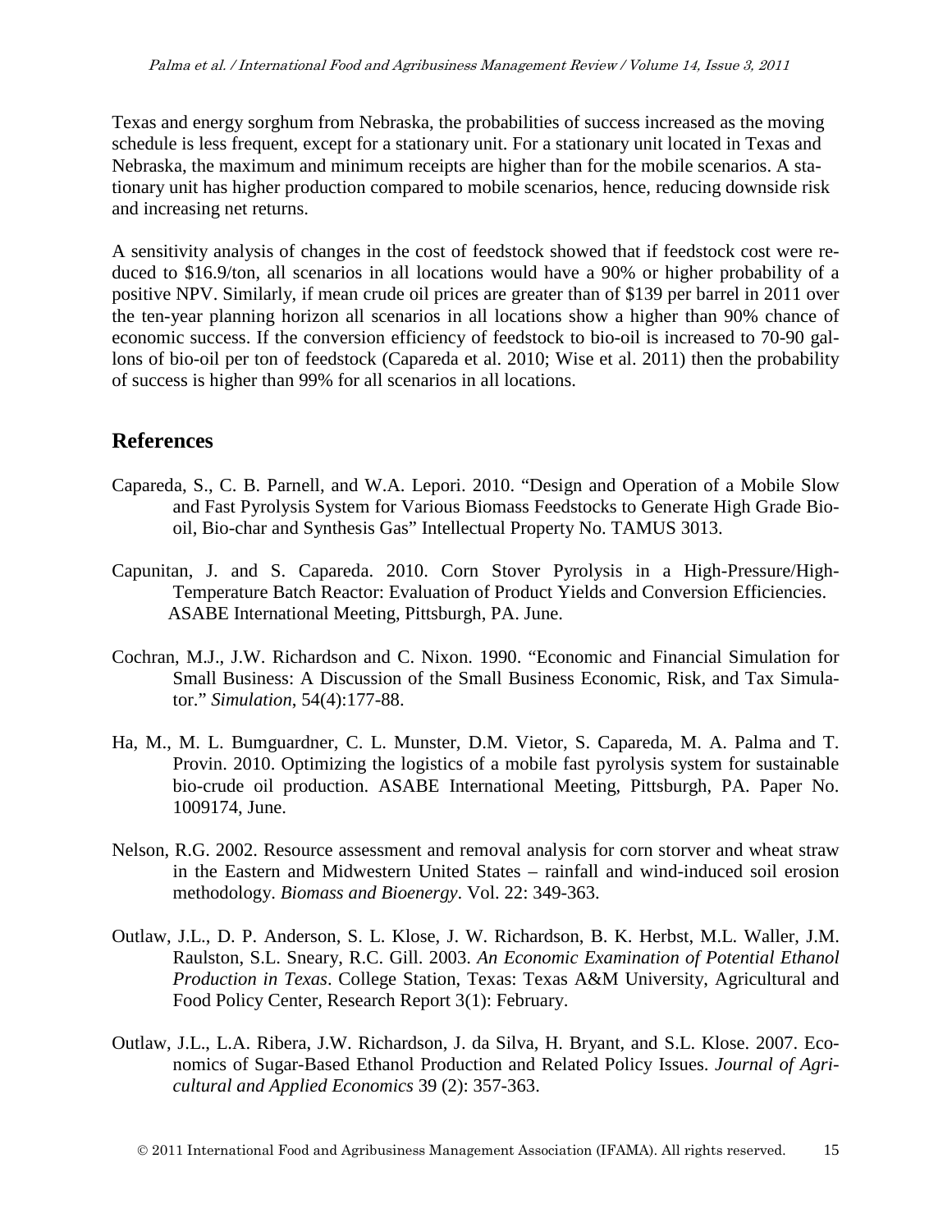Texas and energy sorghum from Nebraska, the probabilities of success increased as the moving schedule is less frequent, except for a stationary unit. For a stationary unit located in Texas and Nebraska, the maximum and minimum receipts are higher than for the mobile scenarios. A stationary unit has higher production compared to mobile scenarios, hence, reducing downside risk and increasing net returns.

A sensitivity analysis of changes in the cost of feedstock showed that if feedstock cost were reduced to $16.9/ton, all scenarios in all locations would have a 90% or higher probability of a positive NPV. Similarly, if mean crude oil prices are greater than of $139 per barrel in 2011 over the ten-year planning horizon all scenarios in all locations show a higher than 90% chance of economic success. If the conversion efficiency of feedstock to bio-oil is increased to 70-90 gallons of bio-oil per ton of feedstock (Capareda et al. 2010; Wise et al. 2011) then the probability of success is higher than 99% for all scenarios in all locations.

## References

Capareda, S., C. B. Parnell, and W.A. Lepori. 2010. "Design and Operation of a Mobile Slow and Fast Pyrolysis System for Various Biomass Feedstocks to Generate High Grade Bio-oil, Bio-char and Synthesis Gas" Intellectual Property No. TAMUS 3013.

Capunitan, J. and S. Capareda. 2010. Corn Stover Pyrolysis in a High-Pressure/High-Temperature Batch Reactor: Evaluation of Product Yields and Conversion Efficiencies. ASABE International Meeting, Pittsburgh, PA. June.

Cochran, M.J., J.W. Richardson and C. Nixon. 1990. "Economic and Financial Simulation for Small Business: A Discussion of the Small Business Economic, Risk, and Tax Simulator." *Simulation*, 54(4):177-88.

Ha, M., M. L. Bumguardner, C. L. Munster, D.M. Vietor, S. Capareda, M. A. Palma and T. Provin. 2010. Optimizing the logistics of a mobile fast pyrolysis system for sustainable bio-crude oil production. ASABE International Meeting, Pittsburgh, PA. Paper No. 1009174, June.

Nelson, R.G. 2002. Resource assessment and removal analysis for corn storver and wheat straw in the Eastern and Midwestern United States – rainfall and wind-induced soil erosion methodology. *Biomass and Bioenergy*. Vol. 22: 349-363.

Outlaw, J.L., D. P. Anderson, S. L. Klose, J. W. Richardson, B. K. Herbst, M.L. Waller, J.M. Raulston, S.L. Sneary, R.C. Gill. 2003. *An Economic Examination of Potential Ethanol Production in Texas*. College Station, Texas: Texas A&M University, Agricultural and Food Policy Center, Research Report 3(1): February.

Outlaw, J.L., L.A. Ribera, J.W. Richardson, J. da Silva, H. Bryant, and S.L. Klose. 2007. Economics of Sugar-Based Ethanol Production and Related Policy Issues. *Journal of Agricultural and Applied Economics* 39 (2): 357-363.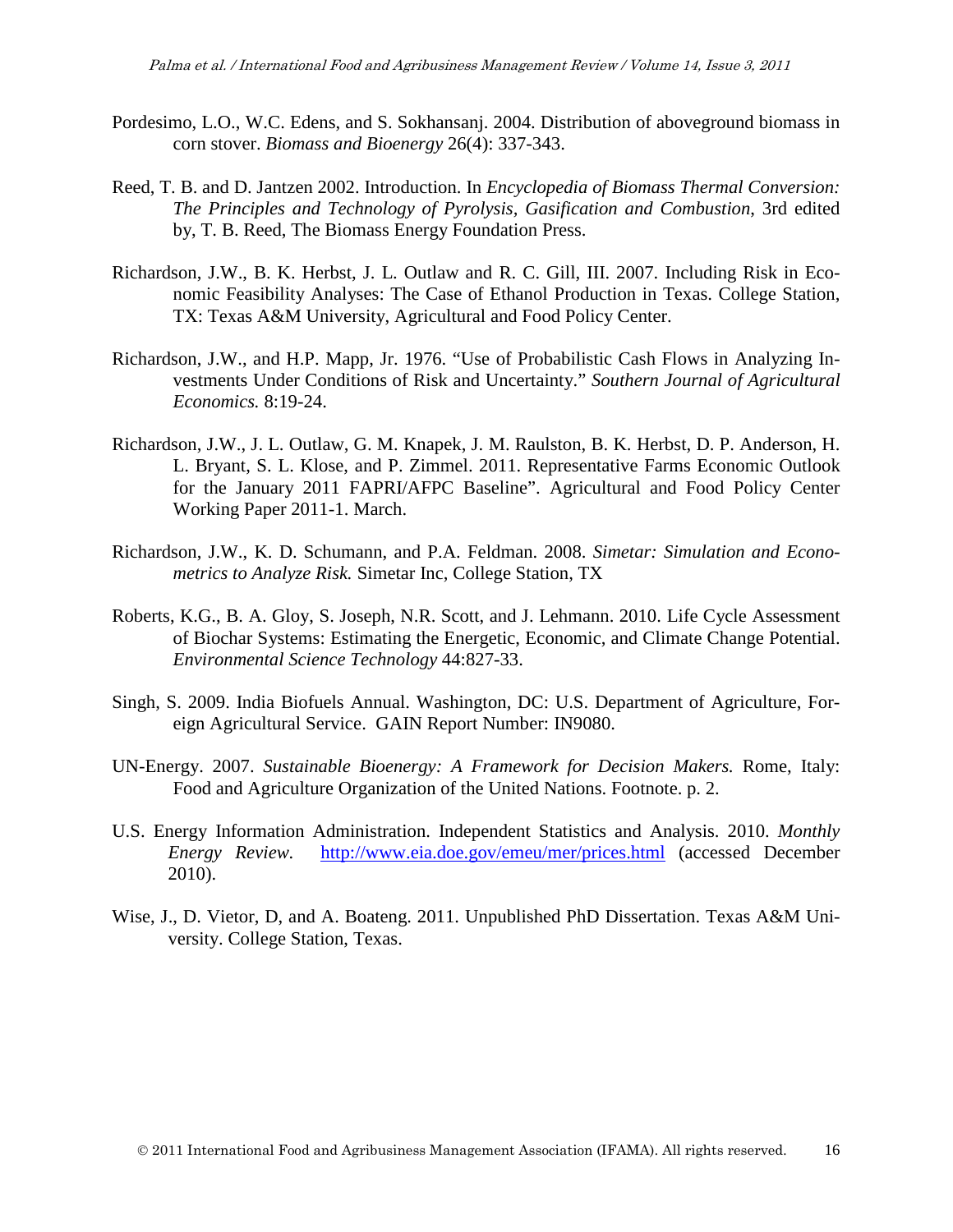Pordesimo, L.O., W.C. Edens, and S. Sokhansanj. 2004. Distribution of aboveground biomass in corn stover. *Biomass and Bioenergy* 26(4): 337-343.

Reed, T. B. and D. Jantzen 2002. Introduction. In *Encyclopedia of Biomass Thermal Conversion: The Principles and Technology of Pyrolysis, Gasification and Combustion*, 3rd edited by, T. B. Reed, The Biomass Energy Foundation Press.

Richardson, J.W., B. K. Herbst, J. L. Outlaw and R. C. Gill, III. 2007. Including Risk in Economic Feasibility Analyses: The Case of Ethanol Production in Texas. College Station, TX: Texas A&M University, Agricultural and Food Policy Center.

Richardson, J.W., and H.P. Mapp, Jr. 1976. "Use of Probabilistic Cash Flows in Analyzing Investments Under Conditions of Risk and Uncertainty." *Southern Journal of Agricultural Economics.* 8:19-24.

Richardson, J.W., J. L. Outlaw, G. M. Knapek, J. M. Raulston, B. K. Herbst, D. P. Anderson, H. L. Bryant, S. L. Klose, and P. Zimmel. 2011. Representative Farms Economic Outlook for the January 2011 FAPRI/AFPC Baseline". Agricultural and Food Policy Center Working Paper 2011-1. March.

Richardson, J.W., K. D. Schumann, and P.A. Feldman. 2008. *Simetar: Simulation and Econometrics to Analyze Risk.* Simetar Inc, College Station, TX

Roberts, K.G., B. A. Gloy, S. Joseph, N.R. Scott, and J. Lehmann. 2010. Life Cycle Assessment of Biochar Systems: Estimating the Energetic, Economic, and Climate Change Potential. *Environmental Science Technology* 44:827-33.

Singh, S. 2009. India Biofuels Annual. Washington, DC: U.S. Department of Agriculture, Foreign Agricultural Service. GAIN Report Number: IN9080.

UN-Energy. 2007. *Sustainable Bioenergy: A Framework for Decision Makers.* Rome, Italy: Food and Agriculture Organization of the United Nations. Footnote. p. 2.

U.S. Energy Information Administration. Independent Statistics and Analysis. 2010. *Monthly Energy Review.* http://www.eia.doe.gov/emeu/mer/prices.html (accessed December 2010).

Wise, J., D. Vietor, D, and A. Boateng. 2011. Unpublished PhD Dissertation. Texas A&M University. College Station, Texas.